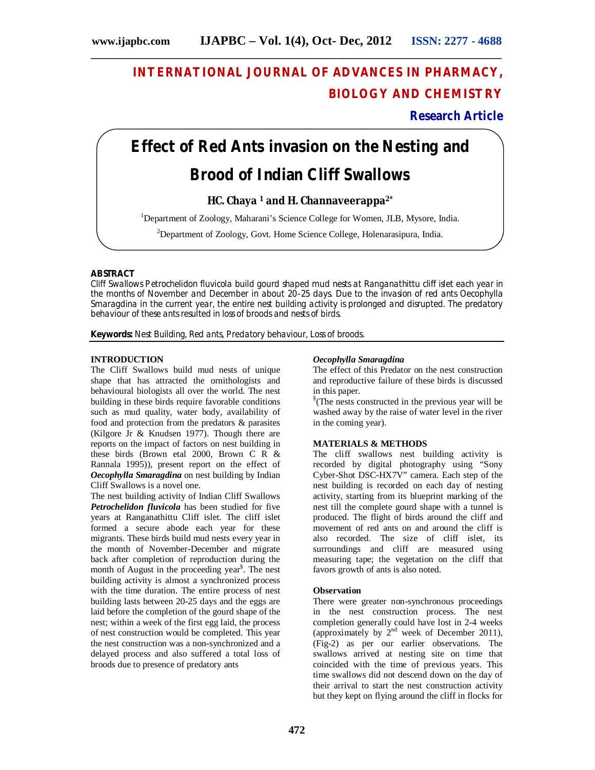# INTERNATIONAL JOURNAL OF ADVANCES IN PHARMACY, BIOLOGY AND CHEMISTRY

**Research Article**

# Effect of Red Ants invasion on the Nesting and Brood of Indian Cliff Swallows

**HC. Chaya [1] and H. Channaveerappa[2*]**

[1]Department of Zoology, Maharani's Science College for Women, JLB, Mysore, India.

[2]Department of Zoology, Govt. Home Science College, Holenarasipura, India.

## ABSTRACT

*Cliff Swallows Petrochelidon fluvicola build gourd shaped mud nests at Ranganathittu cliff islet each year in the months of November and December in about 20-25 days. Due to the invasion of red ants Oecophylla Smaragdina in the current year, the entire nest building activity is prolonged and disrupted. The predatory behaviour of these ants resulted in loss of broods and nests of birds.*

**Keywords:** Nest Building, Red ants, Predatory behaviour, Loss of broods.

## INTRODUCTION

The Cliff Swallows build mud nests of unique shape that has attracted the ornithologists and behavioural biologists all over the world. The nest building in these birds require favorable conditions such as mud quality, water body, availability of food and protection from the predators & parasites (Kilgore Jr & Knudsen 1977). Though there are reports on the impact of factors on nest building in these birds (Brown etal 2000, Brown C R & Rannala 1995)), present report on the effect of ***Oecophylla Smaragdina*** on nest building by Indian Cliff Swallows is a novel one.

The nest building activity of Indian Cliff Swallows ***Petrochelidon fluvicola*** has been studied for five years at Ranganathittu Cliff islet. The cliff islet formed a secure abode each year for these migrants. These birds build mud nests every year in the month of November-December and migrate back after completion of reproduction during the month of August in the proceeding year[§]. The nest building activity is almost a synchronized process with the time duration. The entire process of nest building lasts between 20-25 days and the eggs are laid before the completion of the gourd shape of the nest; within a week of the first egg laid, the process of nest construction would be completed. This year the nest construction was a non-synchronized and a delayed process and also suffered a total loss of broods due to presence of predatory ants

*Oecophylla Smaragdina*

The effect of this Predator on the nest construction and reproductive failure of these birds is discussed in this paper.

[§](The nests constructed in the previous year will be washed away by the raise of water level in the river in the coming year).

## MATERIALS & METHODS

The cliff swallows nest building activity is recorded by digital photography using "Sony Cyber-Shot DSC-HX7V" camera. Each step of the nest building is recorded on each day of nesting activity, starting from its blueprint marking of the nest till the complete gourd shape with a tunnel is produced. The flight of birds around the cliff and movement of red ants on and around the cliff is also recorded. The size of cliff islet, its surroundings and cliff are measured using measuring tape; the vegetation on the cliff that favors growth of ants is also noted.

### Observation

There were greater non-synchronous proceedings in the nest construction process. The nest completion generally could have lost in 2-4 weeks (approximately by 2nd week of December 2011), (Fig-2) as per our earlier observations. The swallows arrived at nesting site on time that coincided with the time of previous years. This time swallows did not descend down on the day of their arrival to start the nest construction activity but they kept on flying around the cliff in flocks for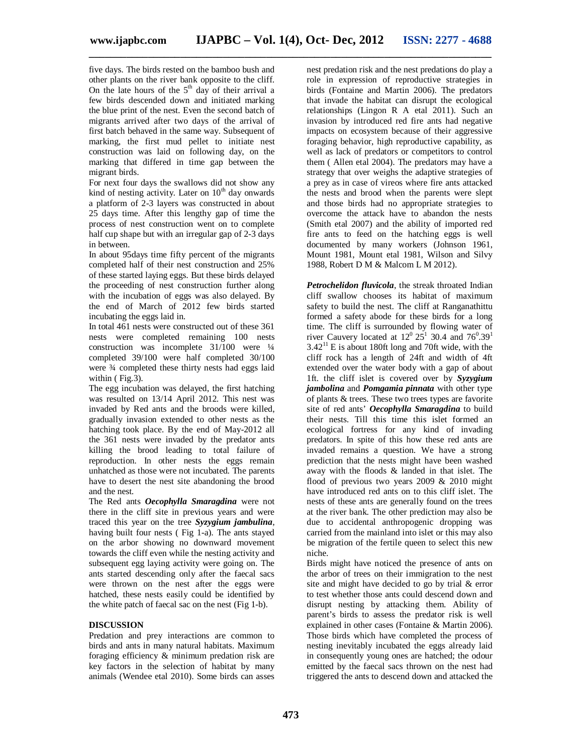five days. The birds rested on the bamboo bush and other plants on the river bank opposite to the cliff. On the late hours of the 5th day of their arrival a few birds descended down and initiated marking the blue print of the nest. Even the second batch of migrants arrived after two days of the arrival of first batch behaved in the same way. Subsequent of marking, the first mud pellet to initiate nest construction was laid on following day, on the marking that differed in time gap between the migrant birds.

For next four days the swallows did not show any kind of nesting activity. Later on 10th day onwards a platform of 2-3 layers was constructed in about 25 days time. After this lengthy gap of time the process of nest construction went on to complete half cup shape but with an irregular gap of 2-3 days in between.

In about 95days time fifty percent of the migrants completed half of their nest construction and 25% of these started laying eggs. But these birds delayed the proceeding of nest construction further along with the incubation of eggs was also delayed. By the end of March of 2012 few birds started incubating the eggs laid in.

In total 461 nests were constructed out of these 361 nests were completed remaining 100 nests construction was incomplete 31/100 were ¼ completed 39/100 were half completed 30/100 were ¾ completed these thirty nests had eggs laid within ( Fig.3).

The egg incubation was delayed, the first hatching was resulted on 13/14 April 2012. This nest was invaded by Red ants and the broods were killed, gradually invasion extended to other nests as the hatching took place. By the end of May-2012 all the 361 nests were invaded by the predator ants killing the brood leading to total failure of reproduction. In other nests the eggs remain unhatched as those were not incubated. The parents have to desert the nest site abandoning the brood and the nest.

The Red ants ***Oecophylla Smaragdina*** were not there in the cliff site in previous years and were traced this year on the tree ***Syzygium jambulina***, having built four nests ( Fig 1-a). The ants stayed on the arbor showing no downward movement towards the cliff even while the nesting activity and subsequent egg laying activity were going on. The ants started descending only after the faecal sacs were thrown on the nest after the eggs were hatched, these nests easily could be identified by the white patch of faecal sac on the nest (Fig 1-b).

## DISCUSSION

Predation and prey interactions are common to birds and ants in many natural habitats. Maximum foraging efficiency & minimum predation risk are key factors in the selection of habitat by many animals (Wendee etal 2010). Some birds can asses nest predation risk and the nest predations do play a role in expression of reproductive strategies in birds (Fontaine and Martin 2006). The predators that invade the habitat can disrupt the ecological relationships (Lingon R A etal 2011). Such an invasion by introduced red fire ants had negative impacts on ecosystem because of their aggressive foraging behavior, high reproductive capability, as well as lack of predators or competitors to control them ( Allen etal 2004). The predators may have a strategy that over weighs the adaptive strategies of a prey as in case of vireos where fire ants attacked the nests and brood when the parents were slept and those birds had no appropriate strategies to overcome the attack have to abandon the nests (Smith etal 2007) and the ability of imported red fire ants to feed on the hatching eggs is well documented by many workers (Johnson 1961, Mount 1981, Mount etal 1981, Wilson and Silvy 1988, Robert D M & Malcom L M 2012).

***Petrochelidon fluvicola***, the streak throated Indian cliff swallow chooses its habitat of maximum safety to build the nest. The cliff at Ranganathittu formed a safety abode for these birds for a long time. The cliff is surrounded by flowing water of river Cauvery located at $12^0\ 25^1$ 30.4 and $76^0.39^1$ $3.42^{11}$ E is about 180ft long and 70ft wide, with the cliff rock has a length of 24ft and width of 4ft extended over the water body with a gap of about 1ft. the cliff islet is covered over by ***Syzygium jambolina*** and ***Pomgamia pinnata*** with other type of plants & trees. These two trees types are favorite site of red ants' ***Oecophylla Smaragdina*** to build their nests. Till this time this islet formed an ecological fortress for any kind of invading predators. In spite of this how these red ants are invaded remains a question. We have a strong prediction that the nests might have been washed away with the floods & landed in that islet. The flood of previous two years 2009 & 2010 might have introduced red ants on to this cliff islet. The nests of these ants are generally found on the trees at the river bank. The other prediction may also be due to accidental anthropogenic dropping was carried from the mainland into islet or this may also be migration of the fertile queen to select this new niche.

Birds might have noticed the presence of ants on the arbor of trees on their immigration to the nest site and might have decided to go by trial & error to test whether those ants could descend down and disrupt nesting by attacking them. Ability of parent's birds to assess the predator risk is well explained in other cases (Fontaine & Martin 2006). Those birds which have completed the process of nesting inevitably incubated the eggs already laid in consequently young ones are hatched; the odour emitted by the faecal sacs thrown on the nest had triggered the ants to descend down and attacked the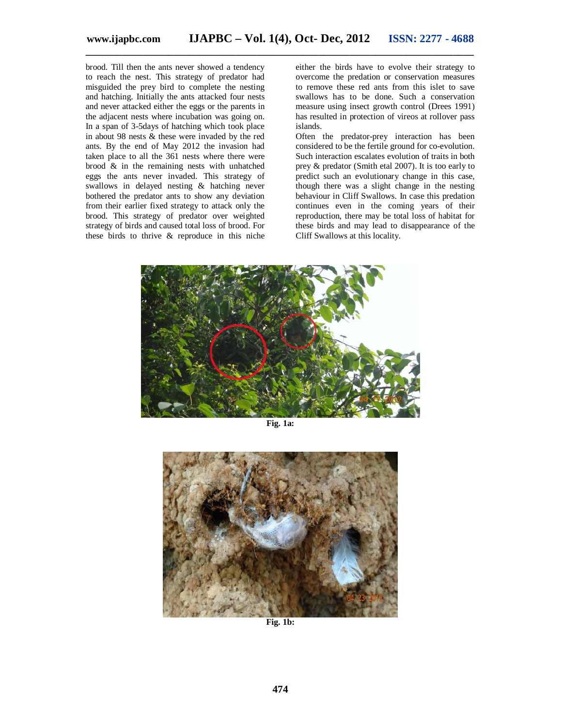brood. Till then the ants never showed a tendency to reach the nest. This strategy of predator had misguided the prey bird to complete the nesting and hatching. Initially the ants attacked four nests and never attacked either the eggs or the parents in the adjacent nests where incubation was going on. In a span of 3-5days of hatching which took place in about 98 nests & these were invaded by the red ants. By the end of May 2012 the invasion had taken place to all the 361 nests where there were brood & in the remaining nests with unhatched eggs the ants never invaded. This strategy of swallows in delayed nesting & hatching never bothered the predator ants to show any deviation from their earlier fixed strategy to attack only the brood. This strategy of predator over weighted strategy of birds and caused total loss of brood. For these birds to thrive & reproduce in this niche either the birds have to evolve their strategy to overcome the predation or conservation measures to remove these red ants from this islet to save swallows has to be done. Such a conservation measure using insect growth control (Drees 1991) has resulted in protection of vireos at rollover pass islands.

Often the predator-prey interaction has been considered to be the fertile ground for co-evolution. Such interaction escalates evolution of traits in both prey & predator (Smith etal 2007). It is too early to predict such an evolutionary change in this case, though there was a slight change in the nesting behaviour in Cliff Swallows. In case this predation continues even in the coming years of their reproduction, there may be total loss of habitat for these birds and may lead to disappearance of the Cliff Swallows at this locality.

**Fig. 1a:**

**Fig. 1b:**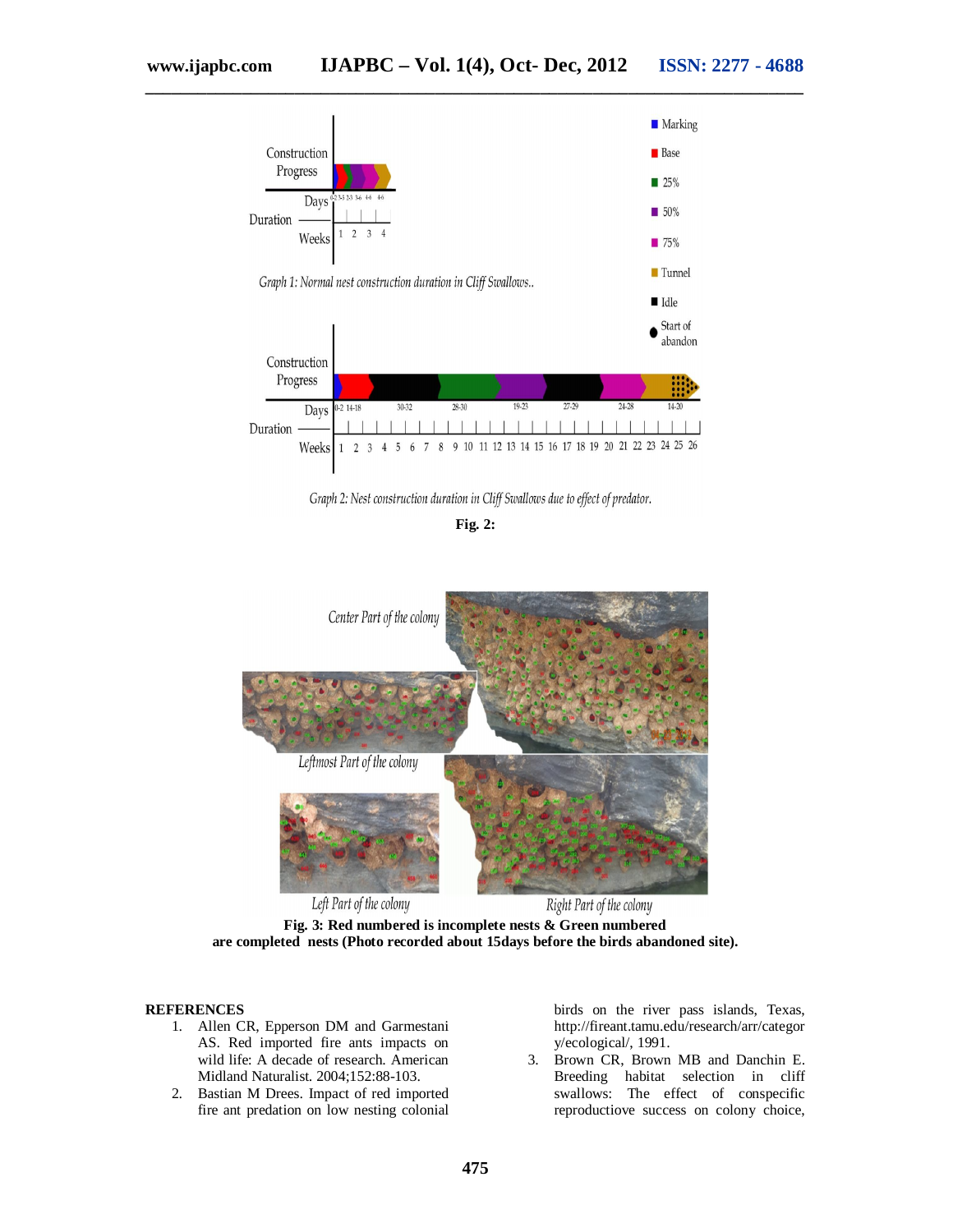Graph 1: Normal nest construction duration in Cliff Swallows..

Graph 2: Nest construction duration in Cliff Swallows due to effect of predator.

**Fig. 2:**

**Fig. 3: Red numbered is incomplete nests & Green numbered are completed nests (Photo recorded about 15days before the birds abandoned site).**

## REFERENCES

1. Allen CR, Epperson DM and Garmestani AS. Red imported fire ants impacts on wild life: A decade of research. American Midland Naturalist. 2004;152:88-103.
2. Bastian M Drees. Impact of red imported fire ant predation on low nesting colonial birds on the river pass islands, Texas, http://fireant.tamu.edu/research/arr/category/ecological/, 1991.
3. Brown CR, Brown MB and Danchin E. Breeding habitat selection in cliff swallows: The effect of conspecific reproductiove success on colony choice,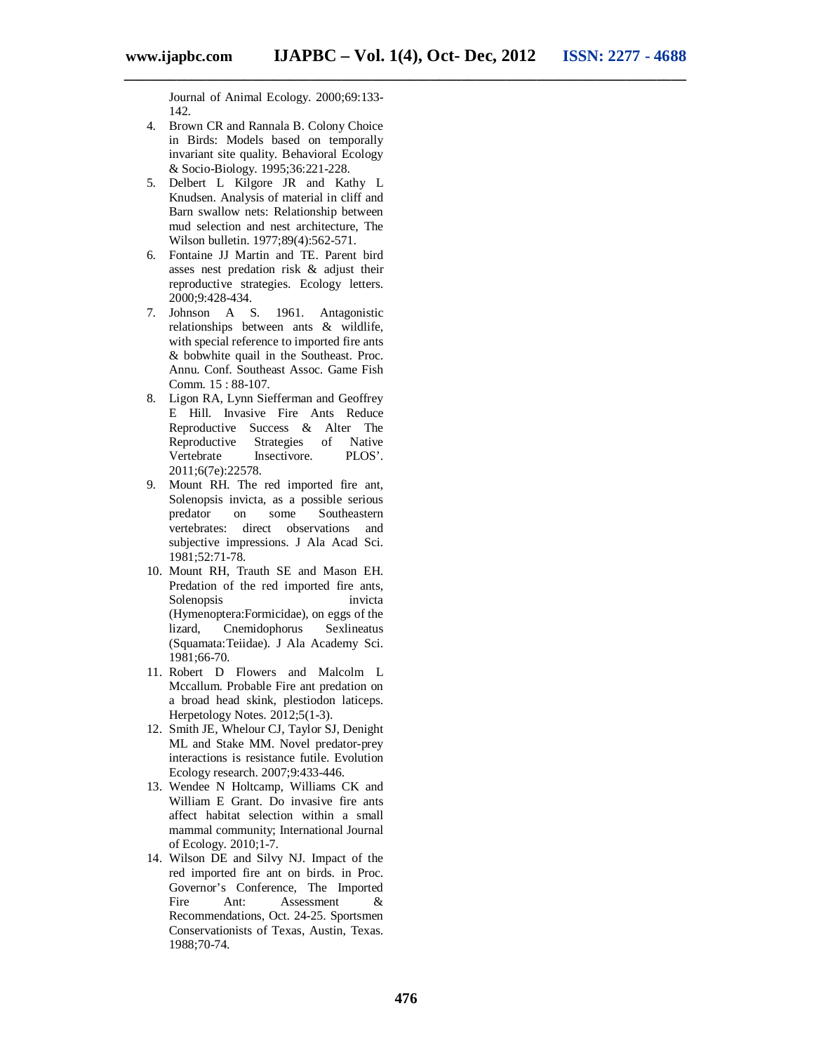Journal of Animal Ecology. 2000;69:133-142.

4. Brown CR and Rannala B. Colony Choice in Birds: Models based on temporally invariant site quality. Behavioral Ecology & Socio-Biology. 1995;36:221-228.
5. Delbert L Kilgore JR and Kathy L Knudsen. Analysis of material in cliff and Barn swallow nets: Relationship between mud selection and nest architecture, The Wilson bulletin. 1977;89(4):562-571.
6. Fontaine JJ Martin and TE. Parent bird asses nest predation risk & adjust their reproductive strategies. Ecology letters. 2000;9:428-434.
7. Johnson A S. 1961. Antagonistic relationships between ants & wildlife, with special reference to imported fire ants & bobwhite quail in the Southeast. Proc. Annu. Conf. Southeast Assoc. Game Fish Comm. 15 : 88-107.
8. Ligon RA, Lynn Siefferman and Geoffrey E Hill. Invasive Fire Ants Reduce Reproductive Success & Alter The Reproductive Strategies of Native Vertebrate Insectivore. PLOS'. 2011;6(7e):22578.
9. Mount RH. The red imported fire ant, Solenopsis invicta, as a possible serious predator on some Southeastern vertebrates: direct observations and subjective impressions. J Ala Acad Sci. 1981;52:71-78.
10. Mount RH, Trauth SE and Mason EH. Predation of the red imported fire ants, Solenopsis invicta (Hymenoptera:Formicidae), on eggs of the lizard, Cnemidophorus Sexlineatus (Squamata:Teiidae). J Ala Academy Sci. 1981;66-70.
11. Robert D Flowers and Malcolm L Mccallum. Probable Fire ant predation on a broad head skink, plestiodon laticeps. Herpetology Notes. 2012;5(1-3).
12. Smith JE, Whelour CJ, Taylor SJ, Denight ML and Stake MM. Novel predator-prey interactions is resistance futile. Evolution Ecology research. 2007;9:433-446.
13. Wendee N Holtcamp, Williams CK and William E Grant. Do invasive fire ants affect habitat selection within a small mammal community; International Journal of Ecology. 2010;1-7.
14. Wilson DE and Silvy NJ. Impact of the red imported fire ant on birds. in Proc. Governor's Conference, The Imported Fire Ant: Assessment & Recommendations, Oct. 24-25. Sportsmen Conservationists of Texas, Austin, Texas. 1988;70-74.